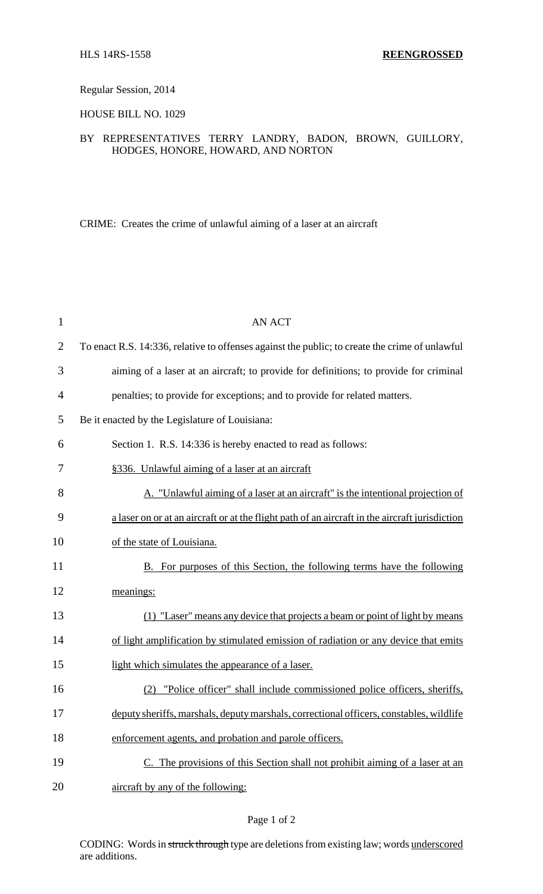HLS 14RS-1558 **REENGROSSED**

Regular Session, 2014

HOUSE BILL NO. 1029

BY REPRESENTATIVES TERRY LANDRY, BADON, BROWN, GUILLORY, HODGES, HONORE, HOWARD, AND NORTON

CRIME: Creates the crime of unlawful aiming of a laser at an aircraft

AN ACT

To enact R.S. 14:336, relative to offenses against the public; to create the crime of unlawful aiming of a laser at an aircraft; to provide for definitions; to provide for criminal penalties; to provide for exceptions; and to provide for related matters.

Be it enacted by the Legislature of Louisiana:

Section 1. R.S. 14:336 is hereby enacted to read as follows:

§336. Unlawful aiming of a laser at an aircraft

A. "Unlawful aiming of a laser at an aircraft" is the intentional projection of a laser on or at an aircraft or at the flight path of an aircraft in the aircraft jurisdiction of the state of Louisiana.

B. For purposes of this Section, the following terms have the following meanings:

(1) "Laser" means any device that projects a beam or point of light by means of light amplification by stimulated emission of radiation or any device that emits light which simulates the appearance of a laser.

(2) "Police officer" shall include commissioned police officers, sheriffs, deputy sheriffs, marshals, deputy marshals, correctional officers, constables, wildlife enforcement agents, and probation and parole officers.

C. The provisions of this Section shall not prohibit aiming of a laser at an aircraft by any of the following:

CODING: Words in ~~struck through~~ type are deletions from existing law; words underscored are additions.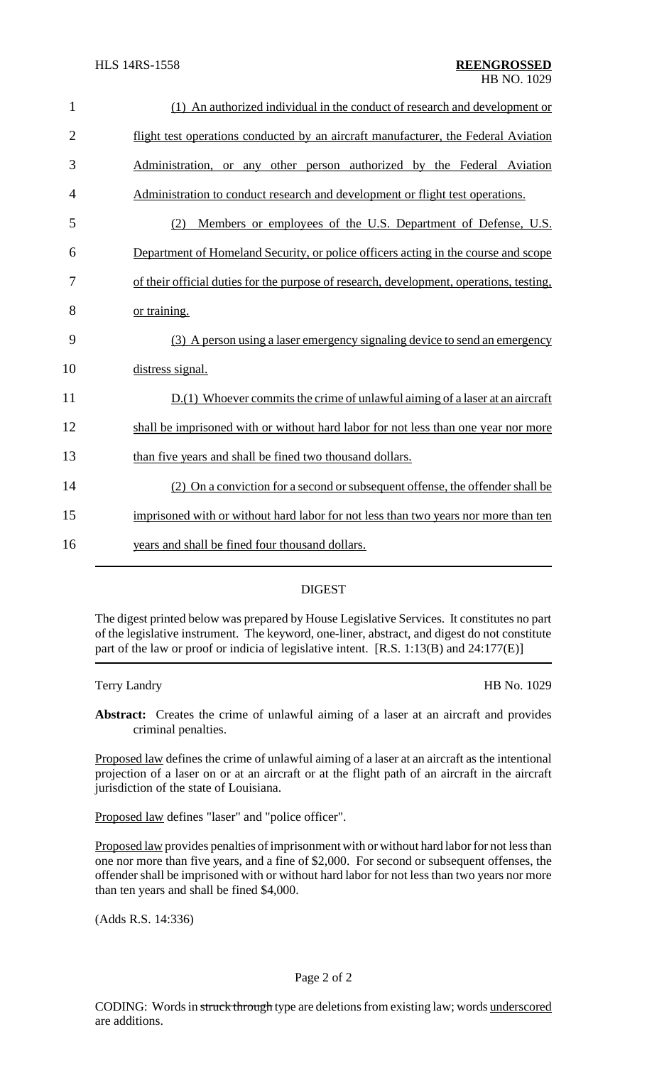(1) An authorized individual in the conduct of research and development or flight test operations conducted by an aircraft manufacturer, the Federal Aviation Administration, or any other person authorized by the Federal Aviation Administration to conduct research and development or flight test operations.

(2) Members or employees of the U.S. Department of Defense, U.S. Department of Homeland Security, or police officers acting in the course and scope of their official duties for the purpose of research, development, operations, testing, or training.

(3) A person using a laser emergency signaling device to send an emergency distress signal.

D.(1) Whoever commits the crime of unlawful aiming of a laser at an aircraft shall be imprisoned with or without hard labor for not less than one year nor more than five years and shall be fined two thousand dollars.

(2) On a conviction for a second or subsequent offense, the offender shall be imprisoned with or without hard labor for not less than two years nor more than ten years and shall be fined four thousand dollars.

## DIGEST

The digest printed below was prepared by House Legislative Services. It constitutes no part of the legislative instrument. The keyword, one-liner, abstract, and digest do not constitute part of the law or proof or indicia of legislative intent. [R.S. 1:13(B) and 24:177(E)]

Terry Landry HB No. 1029

**Abstract:** Creates the crime of unlawful aiming of a laser at an aircraft and provides criminal penalties.

Proposed law defines the crime of unlawful aiming of a laser at an aircraft as the intentional projection of a laser on or at an aircraft or at the flight path of an aircraft in the aircraft jurisdiction of the state of Louisiana.

Proposed law defines "laser" and "police officer".

Proposed law provides penalties of imprisonment with or without hard labor for not less than one nor more than five years, and a fine of $2,000. For second or subsequent offenses, the offender shall be imprisoned with or without hard labor for not less than two years nor more than ten years and shall be fined $4,000.

(Adds R.S. 14:336)

CODING: Words in ~~struck through~~ type are deletions from existing law; words underscored are additions.